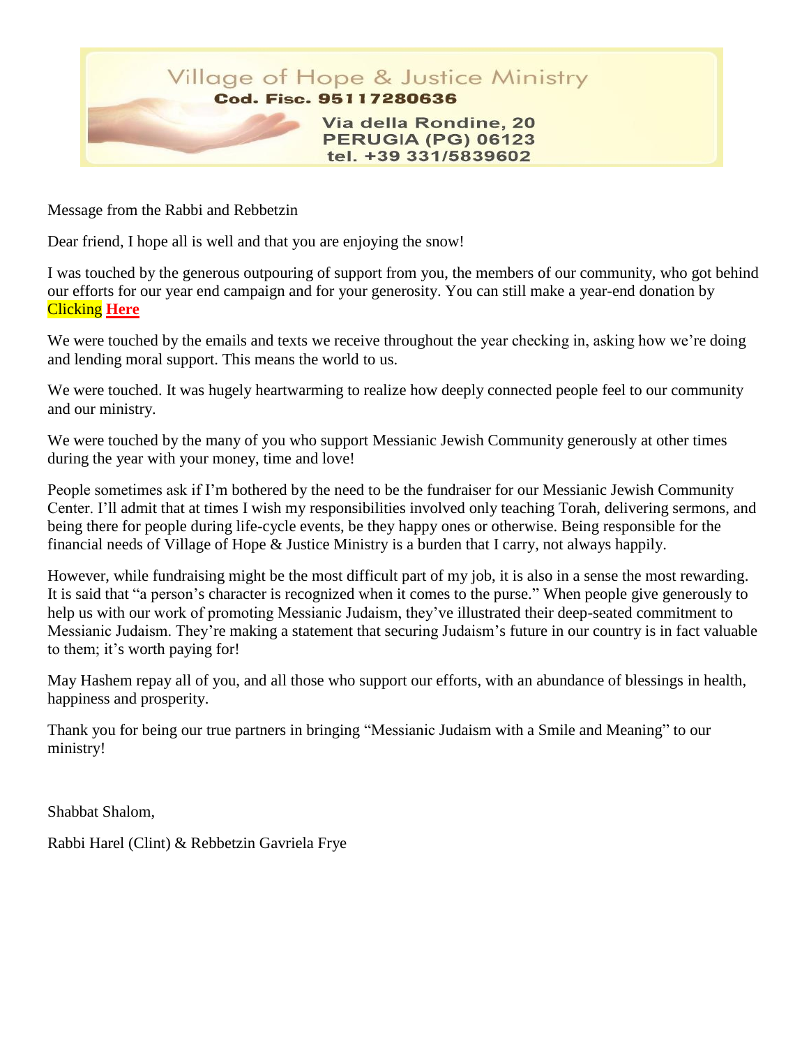Village of Hope & Justice Ministry
**Cod. Fisc. 95117280636**
Via della Rondine, 20
PERUGIA (PG) 06123
tel. +39 331/5839602

Message from the Rabbi and Rebbetzin

Dear friend, I hope all is well and that you are enjoying the snow!

I was touched by the generous outpouring of support from you, the members of our community, who got behind our efforts for our year end campaign and for your generosity. You can still make a year-end donation by Clicking **Here**

We were touched by the emails and texts we receive throughout the year checking in, asking how we're doing and lending moral support. This means the world to us.

We were touched. It was hugely heartwarming to realize how deeply connected people feel to our community and our ministry.

We were touched by the many of you who support Messianic Jewish Community generously at other times during the year with your money, time and love!

People sometimes ask if I'm bothered by the need to be the fundraiser for our Messianic Jewish Community Center. I'll admit that at times I wish my responsibilities involved only teaching Torah, delivering sermons, and being there for people during life-cycle events, be they happy ones or otherwise. Being responsible for the financial needs of Village of Hope & Justice Ministry is a burden that I carry, not always happily.

However, while fundraising might be the most difficult part of my job, it is also in a sense the most rewarding. It is said that "a person's character is recognized when it comes to the purse." When people give generously to help us with our work of promoting Messianic Judaism, they've illustrated their deep-seated commitment to Messianic Judaism. They're making a statement that securing Judaism's future in our country is in fact valuable to them; it's worth paying for!

May Hashem repay all of you, and all those who support our efforts, with an abundance of blessings in health, happiness and prosperity.

Thank you for being our true partners in bringing "Messianic Judaism with a Smile and Meaning" to our ministry!

Shabbat Shalom,

Rabbi Harel (Clint) & Rebbetzin Gavriela Frye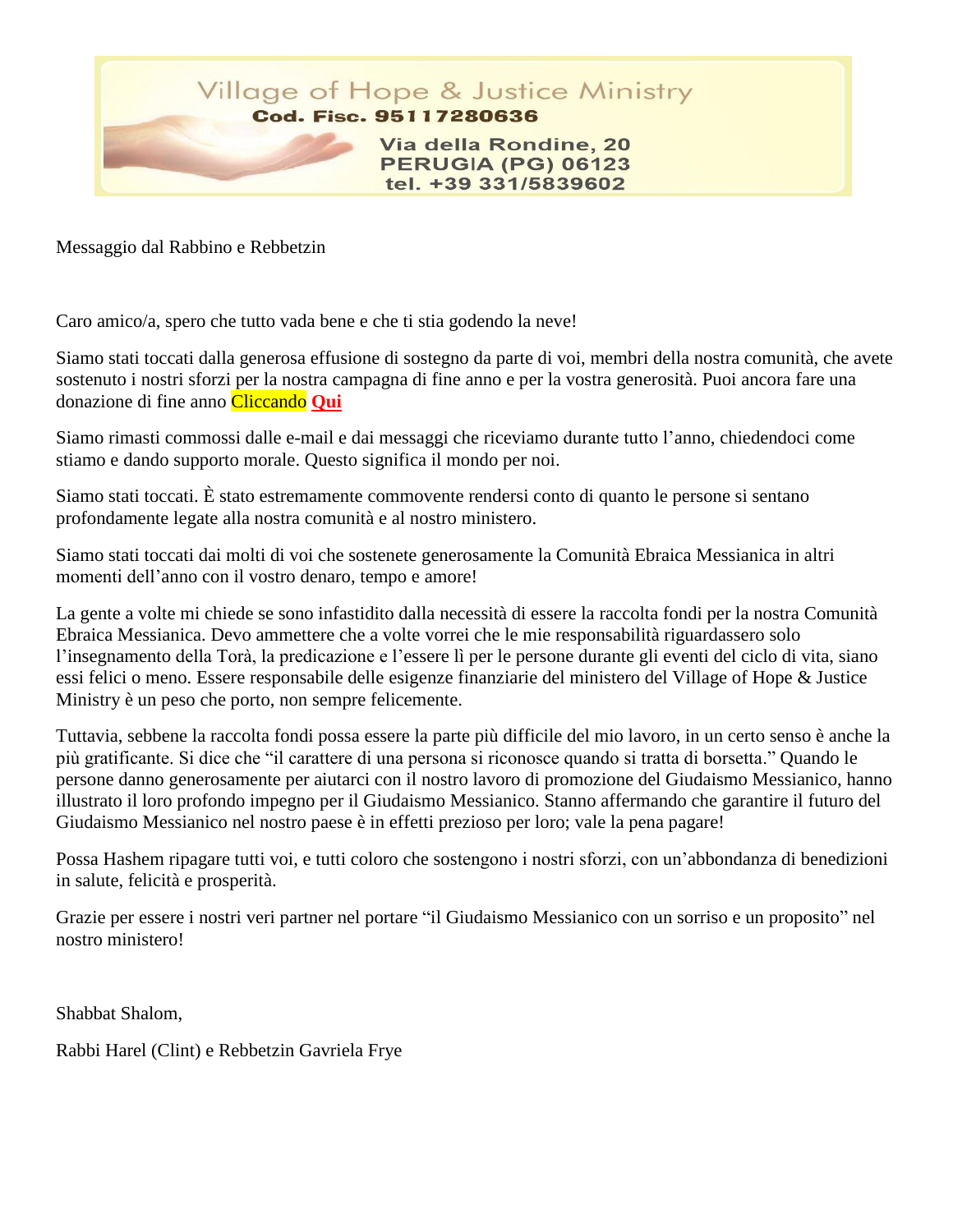Village of Hope & Justice Ministry
**Cod. Fisc. 95117280636**
Via della Rondine, 20
PERUGIA (PG) 06123
tel. +39 331/5839602

Messaggio dal Rabbino e Rebbetzin

Caro amico/a, spero che tutto vada bene e che ti stia godendo la neve!

Siamo stati toccati dalla generosa effusione di sostegno da parte di voi, membri della nostra comunità, che avete sostenuto i nostri sforzi per la nostra campagna di fine anno e per la vostra generosità. Puoi ancora fare una donazione di fine anno Cliccando **Qui**

Siamo rimasti commossi dalle e-mail e dai messaggi che riceviamo durante tutto l'anno, chiedendoci come stiamo e dando supporto morale. Questo significa il mondo per noi.

Siamo stati toccati. È stato estremamente commovente rendersi conto di quanto le persone si sentano profondamente legate alla nostra comunità e al nostro ministero.

Siamo stati toccati dai molti di voi che sostenete generosamente la Comunità Ebraica Messianica in altri momenti dell'anno con il vostro denaro, tempo e amore!

La gente a volte mi chiede se sono infastidito dalla necessità di essere la raccolta fondi per la nostra Comunità Ebraica Messianica. Devo ammettere che a volte vorrei che le mie responsabilità riguardassero solo l'insegnamento della Torà, la predicazione e l'essere lì per le persone durante gli eventi del ciclo di vita, siano essi felici o meno. Essere responsabile delle esigenze finanziarie del ministero del Village of Hope & Justice Ministry è un peso che porto, non sempre felicemente.

Tuttavia, sebbene la raccolta fondi possa essere la parte più difficile del mio lavoro, in un certo senso è anche la più gratificante. Si dice che "il carattere di una persona si riconosce quando si tratta di borsetta." Quando le persone danno generosamente per aiutarci con il nostro lavoro di promozione del Giudaismo Messianico, hanno illustrato il loro profondo impegno per il Giudaismo Messianico. Stanno affermando che garantire il futuro del Giudaismo Messianico nel nostro paese è in effetti prezioso per loro; vale la pena pagare!

Possa Hashem ripagare tutti voi, e tutti coloro che sostengono i nostri sforzi, con un'abbondanza di benedizioni in salute, felicità e prosperità.

Grazie per essere i nostri veri partner nel portare "il Giudaismo Messianico con un sorriso e un proposito" nel nostro ministero!

Shabbat Shalom,

Rabbi Harel (Clint) e Rebbetzin Gavriela Frye